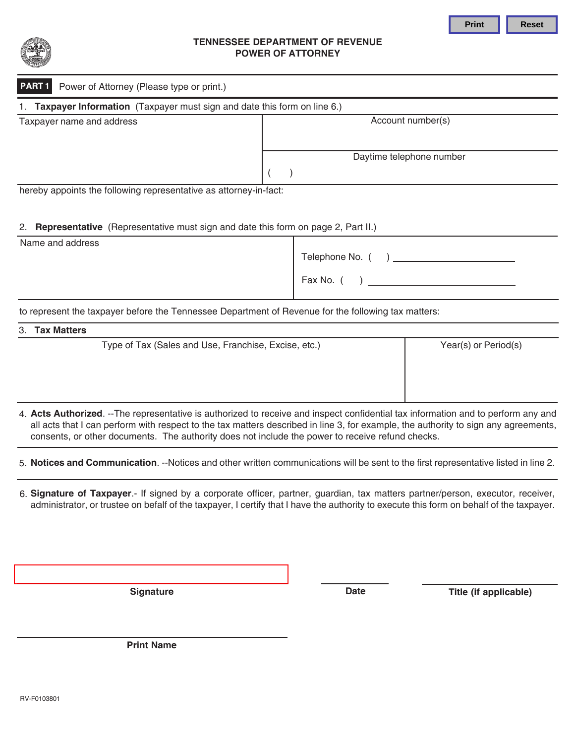# TENNESSEE DEPARTMENT OF REVENUE
## POWER OF ATTORNEY

**PART 1** Power of Attorney (Please type or print.)

1. **Taxpayer Information** (Taxpayer must sign and date this form on line 6.)

| Taxpayer name and address | Account number(s) |
|---|---|
| | Daytime telephone number<br>( ) |

hereby appoints the following representative as attorney-in-fact:

2. **Representative** (Representative must sign and date this form on page 2, Part II.)

| Name and address | Telephone No. ( ) ______________<br>Fax No. ( ) ______________ |
|---|---|

to represent the taxpayer before the Tennessee Department of Revenue for the following tax matters:

3. **Tax Matters**

| Type of Tax (Sales and Use, Franchise, Excise, etc.) | Year(s) or Period(s) |
|---|---|
| | |

4. **Acts Authorized**. --The representative is authorized to receive and inspect confidential tax information and to perform any and all acts that I can perform with respect to the tax matters described in line 3, for example, the authority to sign any agreements, consents, or other documents. The authority does not include the power to receive refund checks.

5. **Notices and Communication**. --Notices and other written communications will be sent to the first representative listed in line 2.

6. **Signature of Taxpayer**.- If signed by a corporate officer, partner, guardian, tax matters partner/person, executor, receiver, administrator, or trustee on befalf of the taxpayer, I certify that I have the authority to execute this form on behalf of the taxpayer.

| **Signature** | **Date** | **Title (if applicable)** |
|---|---|---|

**Print Name**

RV-F0103801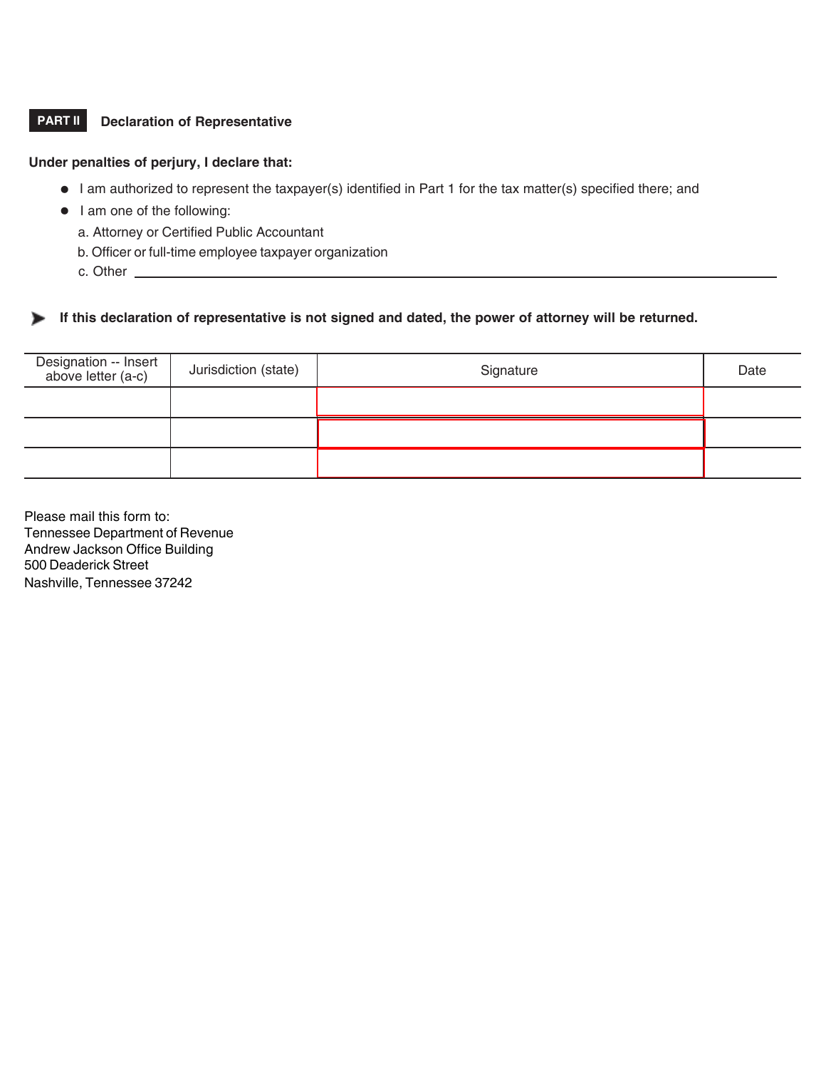## PART II Declaration of Representative

**Under penalties of perjury, I declare that:**

- I am authorized to represent the taxpayer(s) identified in Part 1 for the tax matter(s) specified there; and
- I am one of the following:
  - a. Attorney or Certified Public Accountant
  - b. Officer or full-time employee taxpayer organization
  - c. Other ______________________________

➤ **If this declaration of representative is not signed and dated, the power of attorney will be returned.**

| Designation -- Insert above letter (a-c) | Jurisdiction (state) | Signature | Date |
|---|---|---|---|
| | | | |
| | | | |
| | | | |

Please mail this form to:
Tennessee Department of Revenue
Andrew Jackson Office Building
500 Deaderick Street
Nashville, Tennessee 37242